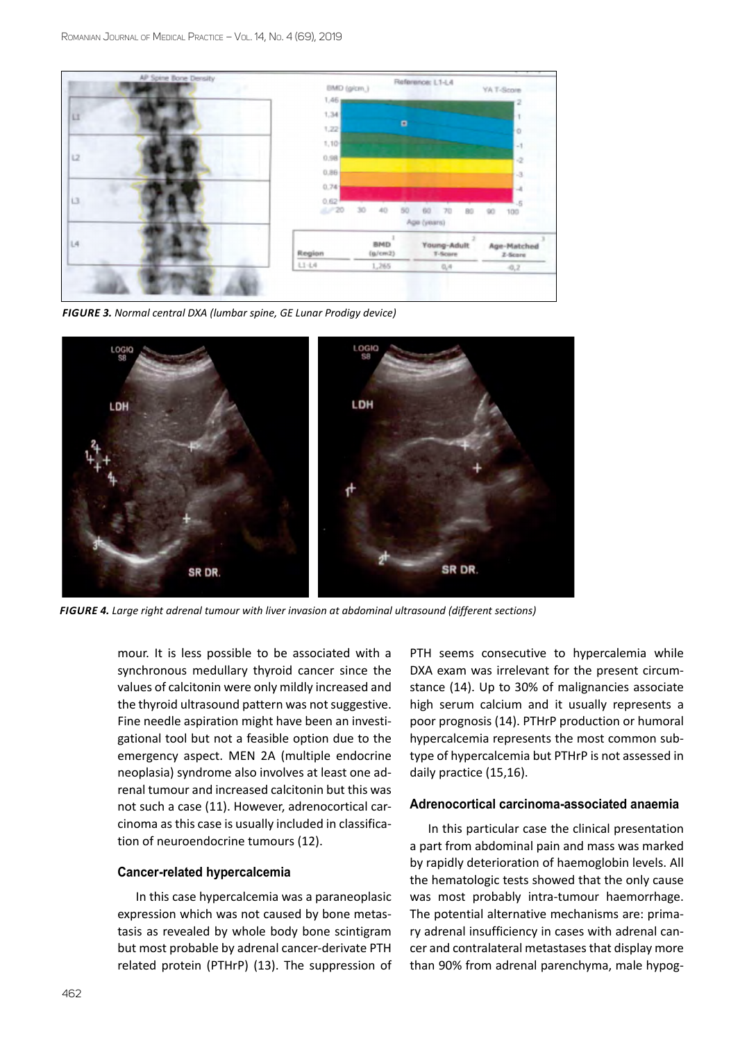*FIGURE 3. Normal central DXA (lumbar spine, GE Lunar Prodigy device)*

*FIGURE 4. Large right adrenal tumour with liver invasion at abdominal ultrasound (different sections)*

mour. It is less possible to be associated with a synchronous medullary thyroid cancer since the values of calcitonin were only mildly increased and the thyroid ultrasound pattern was not suggestive. Fine needle aspiration might have been an investigational tool but not a feasible option due to the emergency aspect. MEN 2A (multiple endocrine neoplasia) syndrome also involves at least one adrenal tumour and increased calcitonin but this was not such a case (11). However, adrenocortical carcinoma as this case is usually included in classification of neuroendocrine tumours (12).

### Cancer-related hypercalcemia

In this case hypercalcemia was a paraneoplasic expression which was not caused by bone metastasis as revealed by whole body bone scintigram but most probable by adrenal cancer-derivate PTH related protein (PTHrP) (13). The suppression of PTH seems consecutive to hypercalemia while DXA exam was irrelevant for the present circumstance (14). Up to 30% of malignancies associate high serum calcium and it usually represents a poor prognosis (14). PTHrP production or humoral hypercalcemia represents the most common subtype of hypercalcemia but PTHrP is not assessed in daily practice (15,16).

### Adrenocortical carcinoma-associated anaemia

In this particular case the clinical presentation a part from abdominal pain and mass was marked by rapidly deterioration of haemoglobin levels. All the hematologic tests showed that the only cause was most probably intra-tumour haemorrhage. The potential alternative mechanisms are: primary adrenal insufficiency in cases with adrenal cancer and contralateral metastases that display more than 90% from adrenal parenchyma, male hypog-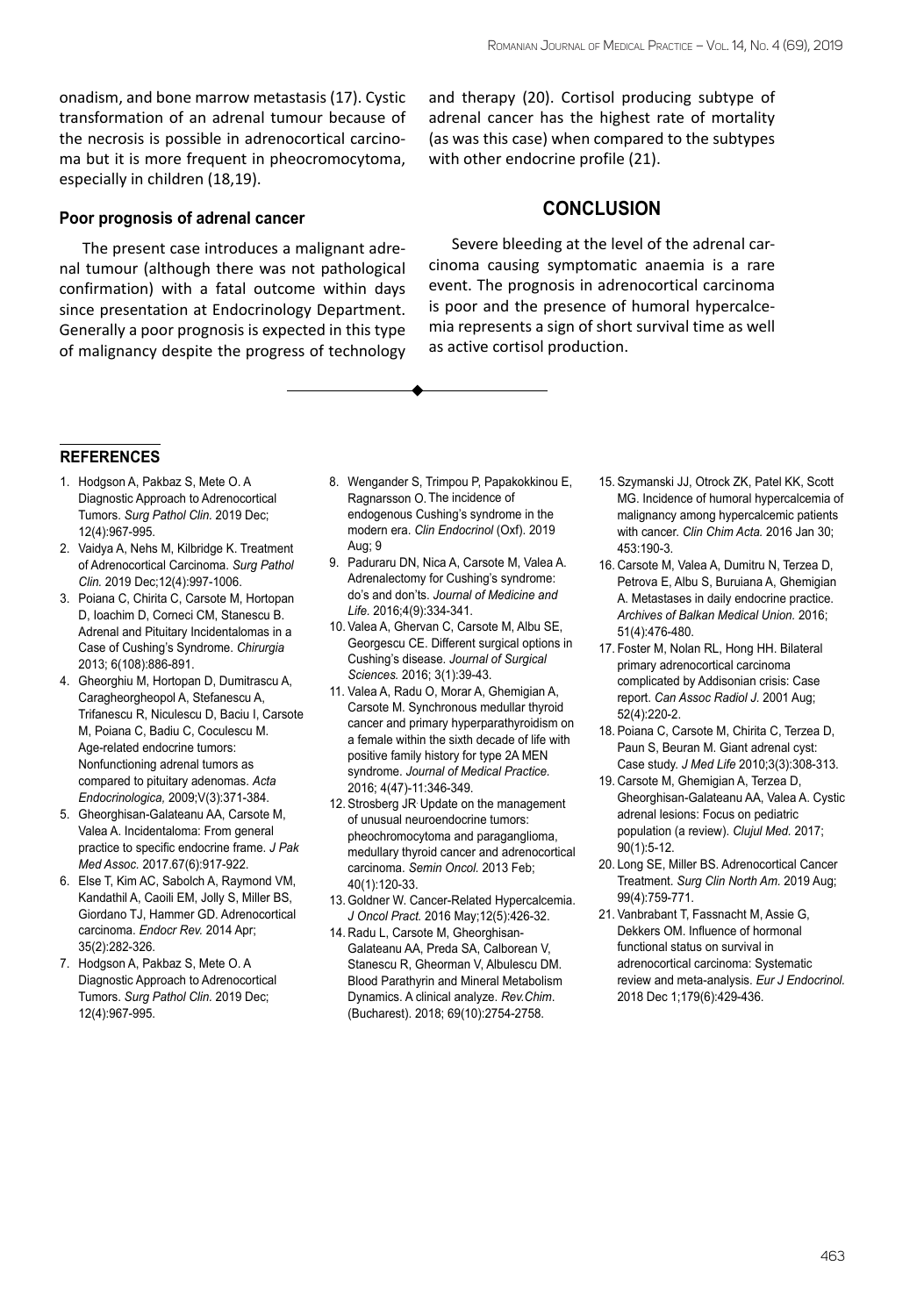onadism, and bone marrow metastasis (17). Cystic transformation of an adrenal tumour because of the necrosis is possible in adrenocortical carcinoma but it is more frequent in pheocromocytoma, especially in children (18,19).

### Poor prognosis of adrenal cancer

The present case introduces a malignant adrenal tumour (although there was not pathological confirmation) with a fatal outcome within days since presentation at Endocrinology Department. Generally a poor prognosis is expected in this type of malignancy despite the progress of technology and therapy (20). Cortisol producing subtype of adrenal cancer has the highest rate of mortality (as was this case) when compared to the subtypes with other endocrine profile (21).

## CONCLUSION

Severe bleeding at the level of the adrenal carcinoma causing symptomatic anaemia is a rare event. The prognosis in adrenocortical carcinoma is poor and the presence of humoral hypercalcemia represents a sign of short survival time as well as active cortisol production.

## REFERENCES

1. Hodgson A, Pakbaz S, Mete O. A Diagnostic Approach to Adrenocortical Tumors. *Surg Pathol Clin.* 2019 Dec; 12(4):967-995.
2. Vaidya A, Nehs M, Kilbridge K. Treatment of Adrenocortical Carcinoma. *Surg Pathol Clin.* 2019 Dec;12(4):997-1006.
3. Poiana C, Chirita C, Carsote M, Hortopan D, Ioachim D, Corneci CM, Stanescu B. Adrenal and Pituitary Incidentalomas in a Case of Cushing's Syndrome. *Chirurgia* 2013; 6(108):886-891.
4. Gheorghiu M, Hortopan D, Dumitrascu A, Caragheorgheopol A, Stefanescu A, Trifanescu R, Niculescu D, Baciu I, Carsote M, Poiana C, Badiu C, Coculescu M. Age-related endocrine tumors: Nonfunctioning adrenal tumors as compared to pituitary adenomas. *Acta Endocrinologica,* 2009;V(3):371-384.
5. Gheorghisan-Galateanu AA, Carsote M, Valea A. Incidentaloma: From general practice to specific endocrine frame. *J Pak Med Assoc.* 2017.67(6):917-922.
6. Else T, Kim AC, Sabolch A, Raymond VM, Kandathil A, Caoili EM, Jolly S, Miller BS, Giordano TJ, Hammer GD. Adrenocortical carcinoma. *Endocr Rev.* 2014 Apr; 35(2):282-326.
7. Hodgson A, Pakbaz S, Mete O. A Diagnostic Approach to Adrenocortical Tumors. *Surg Pathol Clin.* 2019 Dec; 12(4):967-995.
8. Wengander S, Trimpou P, Papakokkinou E, Ragnarsson O. The incidence of endogenous Cushing's syndrome in the modern era. *Clin Endocrinol* (Oxf). 2019 Aug; 9
9. Paduraru DN, Nica A, Carsote M, Valea A. Adrenalectomy for Cushing's syndrome: do's and don'ts. *Journal of Medicine and Life.* 2016;4(9):334-341.
10. Valea A, Ghervan C, Carsote M, Albu SE, Georgescu CE. Different surgical options in Cushing's disease. *Journal of Surgical Sciences.* 2016; 3(1):39-43.
11. Valea A, Radu O, Morar A, Ghemigian A, Carsote M. Synchronous medullar thyroid cancer and primary hyperparathyroidism on a female within the sixth decade of life with positive family history for type 2A MEN syndrome. *Journal of Medical Practice.* 2016; 4(47)-11:346-349.
12. Strosberg JR Update on the management of unusual neuroendocrine tumors: pheochromocytoma and paraganglioma, medullary thyroid cancer and adrenocortical carcinoma. *Semin Oncol.* 2013 Feb; 40(1):120-33.
13. Goldner W. Cancer-Related Hypercalcemia. *J Oncol Pract.* 2016 May;12(5):426-32.
14. Radu L, Carsote M, Gheorghisan-Galateanu AA, Preda SA, Calborean V, Stanescu R, Gheorman V, Albulescu DM. Blood Parathyrin and Mineral Metabolism Dynamics. A clinical analyze. *Rev.Chim.* (Bucharest). 2018; 69(10):2754-2758.
15. Szymanski JJ, Otrock ZK, Patel KK, Scott MG. Incidence of humoral hypercalcemia of malignancy among hypercalcemic patients with cancer. *Clin Chim Acta.* 2016 Jan 30; 453:190-3.
16. Carsote M, Valea A, Dumitru N, Terzea D, Petrova E, Albu S, Buruiana A, Ghemigian A. Metastases in daily endocrine practice. *Archives of Balkan Medical Union.* 2016; 51(4):476-480.
17. Foster M, Nolan RL, Hong HH. Bilateral primary adrenocortical carcinoma complicated by Addisonian crisis: Case report. *Can Assoc Radiol J.* 2001 Aug; 52(4):220-2.
18. Poiana C, Carsote M, Chirita C, Terzea D, Paun S, Beuran M. Giant adrenal cyst: Case study. *J Med Life* 2010;3(3):308-313.
19. Carsote M, Ghemigian A, Terzea D, Gheorghisan-Galateanu AA, Valea A. Cystic adrenal lesions: Focus on pediatric population (a review). *Clujul Med.* 2017; 90(1):5-12.
20. Long SE, Miller BS. Adrenocortical Cancer Treatment. *Surg Clin North Am.* 2019 Aug; 99(4):759-771.
21. Vanbrabant T, Fassnacht M, Assie G, Dekkers OM. Influence of hormonal functional status on survival in adrenocortical carcinoma: Systematic review and meta-analysis. *Eur J Endocrinol.* 2018 Dec 1;179(6):429-436.